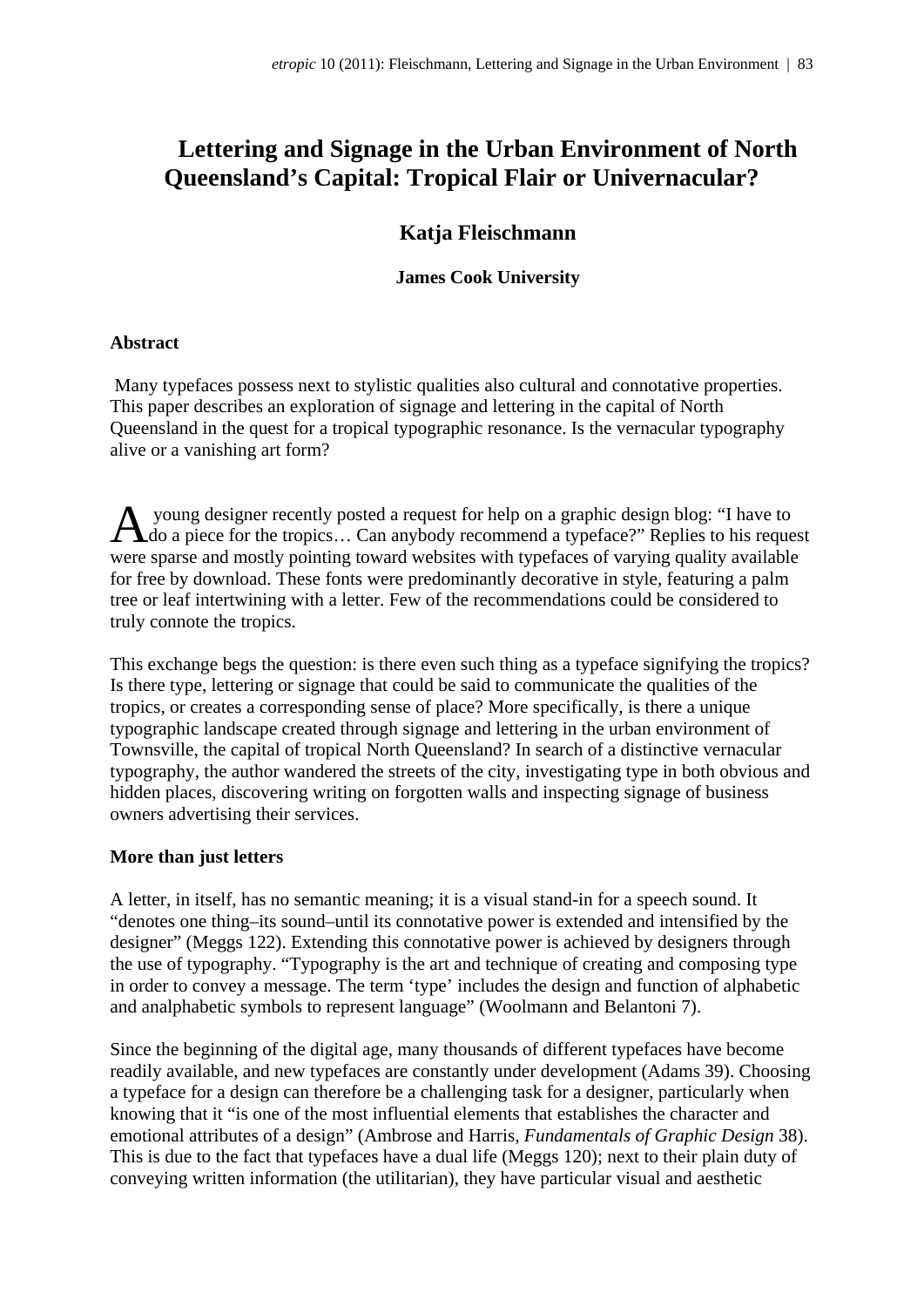# Lettering and Signage in the Urban Environment of North Queensland's Capital: Tropical Flair or Univernacular?

**Katja Fleischmann**

**James Cook University**

**Abstract**

Many typefaces possess next to stylistic qualities also cultural and connotative properties. This paper describes an exploration of signage and lettering in the capital of North Queensland in the quest for a tropical typographic resonance. Is the vernacular typography alive or a vanishing art form?

A young designer recently posted a request for help on a graphic design blog: "I have to do a piece for the tropics… Can anybody recommend a typeface?" Replies to his request were sparse and mostly pointing toward websites with typefaces of varying quality available for free by download. These fonts were predominantly decorative in style, featuring a palm tree or leaf intertwining with a letter. Few of the recommendations could be considered to truly connote the tropics.

This exchange begs the question: is there even such thing as a typeface signifying the tropics? Is there type, lettering or signage that could be said to communicate the qualities of the tropics, or creates a corresponding sense of place? More specifically, is there a unique typographic landscape created through signage and lettering in the urban environment of Townsville, the capital of tropical North Queensland? In search of a distinctive vernacular typography, the author wandered the streets of the city, investigating type in both obvious and hidden places, discovering writing on forgotten walls and inspecting signage of business owners advertising their services.

**More than just letters**

A letter, in itself, has no semantic meaning; it is a visual stand-in for a speech sound. It "denotes one thing–its sound–until its connotative power is extended and intensified by the designer" (Meggs 122). Extending this connotative power is achieved by designers through the use of typography. "Typography is the art and technique of creating and composing type in order to convey a message. The term 'type' includes the design and function of alphabetic and analphabetic symbols to represent language" (Woolmann and Belantoni 7).

Since the beginning of the digital age, many thousands of different typefaces have become readily available, and new typefaces are constantly under development (Adams 39). Choosing a typeface for a design can therefore be a challenging task for a designer, particularly when knowing that it "is one of the most influential elements that establishes the character and emotional attributes of a design" (Ambrose and Harris, *Fundamentals of Graphic Design* 38). This is due to the fact that typefaces have a dual life (Meggs 120); next to their plain duty of conveying written information (the utilitarian), they have particular visual and aesthetic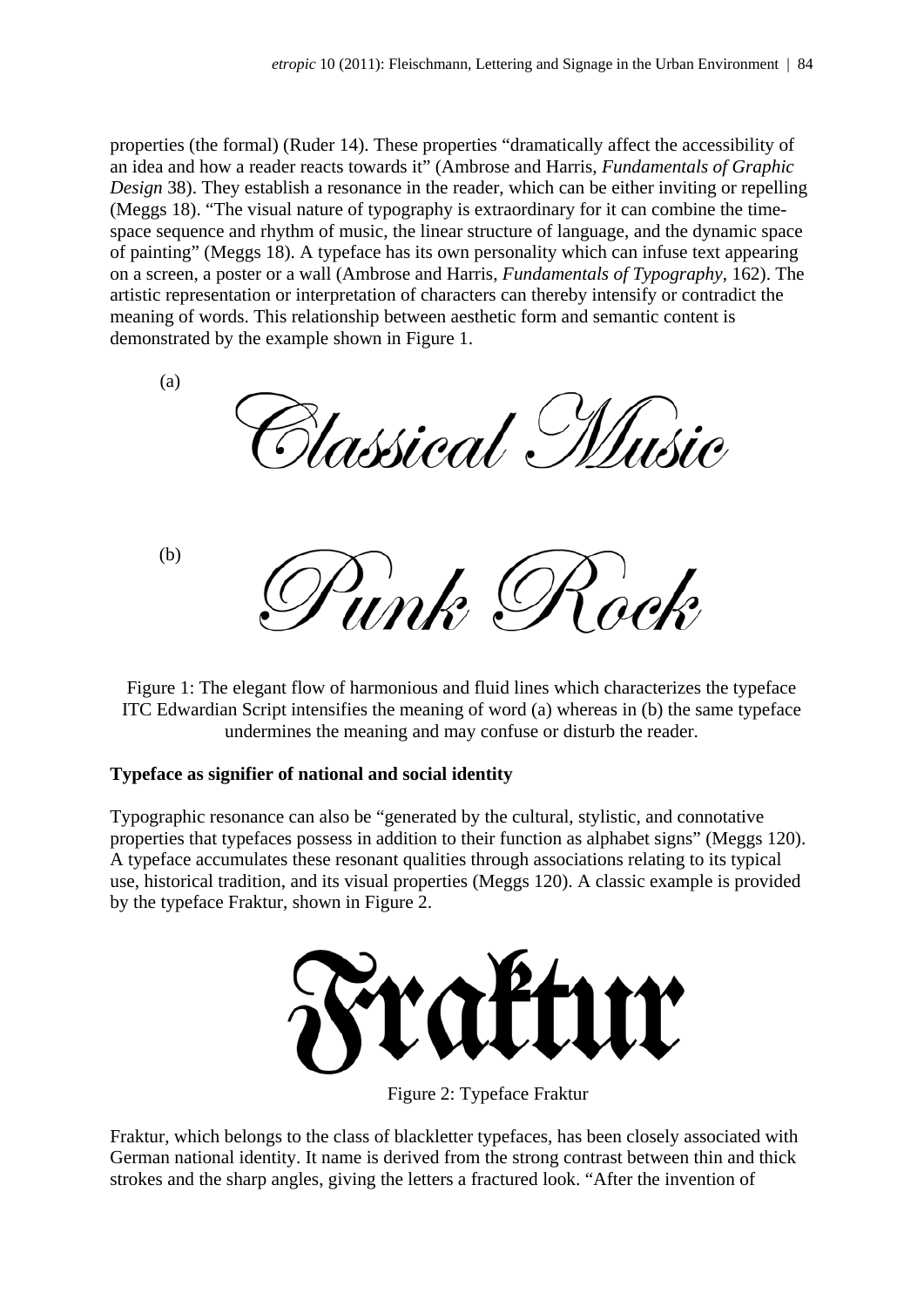properties (the formal) (Ruder 14). These properties "dramatically affect the accessibility of an idea and how a reader reacts towards it" (Ambrose and Harris, *Fundamentals of Graphic Design* 38). They establish a resonance in the reader, which can be either inviting or repelling (Meggs 18). "The visual nature of typography is extraordinary for it can combine the time-space sequence and rhythm of music, the linear structure of language, and the dynamic space of painting" (Meggs 18). A typeface has its own personality which can infuse text appearing on a screen, a poster or a wall (Ambrose and Harris, *Fundamentals of Typography*, 162). The artistic representation or interpretation of characters can thereby intensify or contradict the meaning of words. This relationship between aesthetic form and semantic content is demonstrated by the example shown in Figure 1.

(a) Classical Music

(b) Punk Rock

Figure 1: The elegant flow of harmonious and fluid lines which characterizes the typeface ITC Edwardian Script intensifies the meaning of word (a) whereas in (b) the same typeface undermines the meaning and may confuse or disturb the reader.

**Typeface as signifier of national and social identity**

Typographic resonance can also be "generated by the cultural, stylistic, and connotative properties that typefaces possess in addition to their function as alphabet signs" (Meggs 120). A typeface accumulates these resonant qualities through associations relating to its typical use, historical tradition, and its visual properties (Meggs 120). A classic example is provided by the typeface Fraktur, shown in Figure 2.

Fraktur

Figure 2: Typeface Fraktur

Fraktur, which belongs to the class of blackletter typefaces, has been closely associated with German national identity. It name is derived from the strong contrast between thin and thick strokes and the sharp angles, giving the letters a fractured look. "After the invention of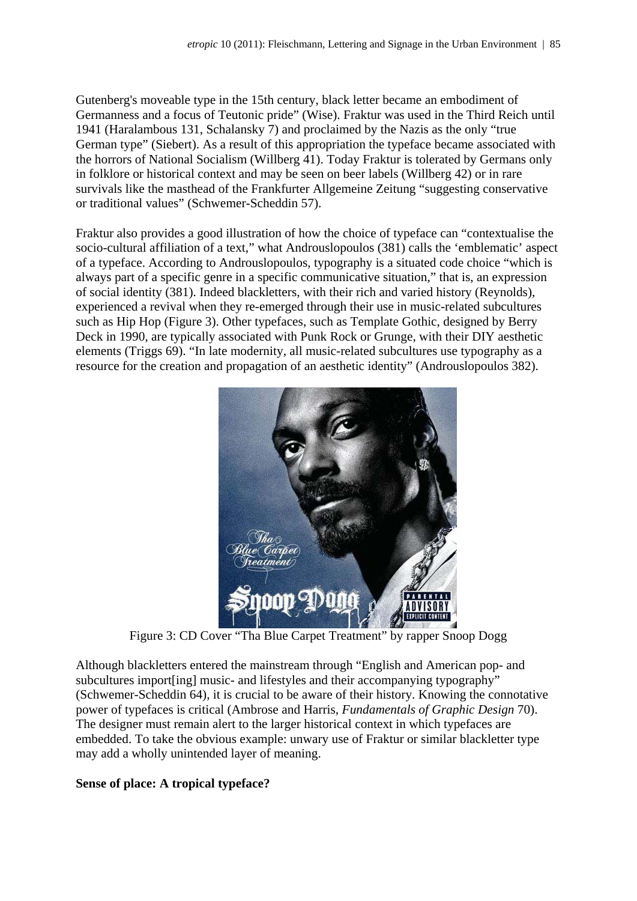Gutenberg's moveable type in the 15th century, black letter became an embodiment of Germanness and a focus of Teutonic pride" (Wise). Fraktur was used in the Third Reich until 1941 (Haralambous 131, Schalansky 7) and proclaimed by the Nazis as the only "true German type" (Siebert). As a result of this appropriation the typeface became associated with the horrors of National Socialism (Willberg 41). Today Fraktur is tolerated by Germans only in folklore or historical context and may be seen on beer labels (Willberg 42) or in rare survivals like the masthead of the Frankfurter Allgemeine Zeitung "suggesting conservative or traditional values" (Schwemer-Scheddin 57).

Fraktur also provides a good illustration of how the choice of typeface can "contextualise the socio-cultural affiliation of a text," what Androuslopoulos (381) calls the 'emblematic' aspect of a typeface. According to Androuslopoulos, typography is a situated code choice "which is always part of a specific genre in a specific communicative situation," that is, an expression of social identity (381). Indeed blackletters, with their rich and varied history (Reynolds), experienced a revival when they re-emerged through their use in music-related subcultures such as Hip Hop (Figure 3). Other typefaces, such as Template Gothic, designed by Berry Deck in 1990, are typically associated with Punk Rock or Grunge, with their DIY aesthetic elements (Triggs 69). "In late modernity, all music-related subcultures use typography as a resource for the creation and propagation of an aesthetic identity" (Androuslopoulos 382).

Figure 3: CD Cover "Tha Blue Carpet Treatment" by rapper Snoop Dogg

Although blackletters entered the mainstream through "English and American pop- and subcultures import[ing] music- and lifestyles and their accompanying typography" (Schwemer-Scheddin 64), it is crucial to be aware of their history. Knowing the connotative power of typefaces is critical (Ambrose and Harris, *Fundamentals of Graphic Design* 70). The designer must remain alert to the larger historical context in which typefaces are embedded. To take the obvious example: unwary use of Fraktur or similar blackletter type may add a wholly unintended layer of meaning.

**Sense of place: A tropical typeface?**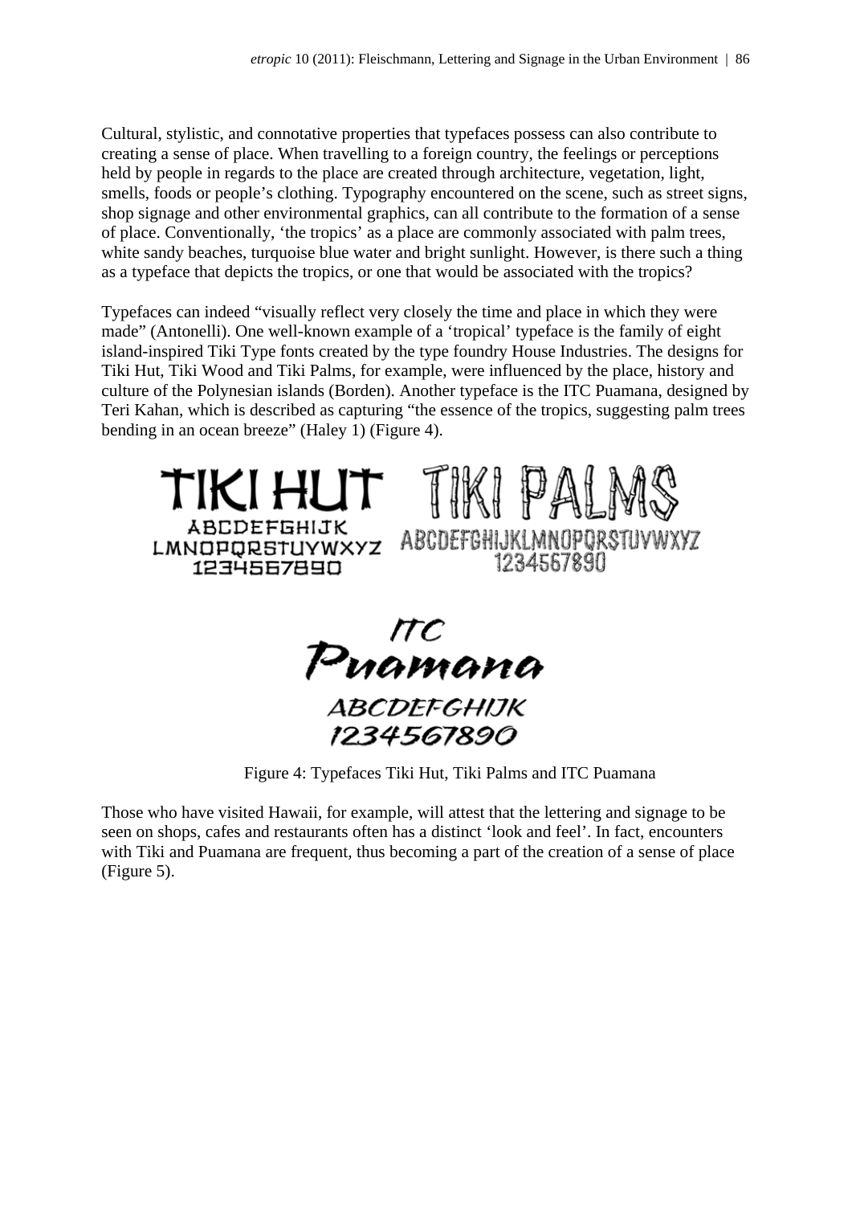Cultural, stylistic, and connotative properties that typefaces possess can also contribute to creating a sense of place. When travelling to a foreign country, the feelings or perceptions held by people in regards to the place are created through architecture, vegetation, light, smells, foods or people's clothing. Typography encountered on the scene, such as street signs, shop signage and other environmental graphics, can all contribute to the formation of a sense of place. Conventionally, 'the tropics' as a place are commonly associated with palm trees, white sandy beaches, turquoise blue water and bright sunlight. However, is there such a thing as a typeface that depicts the tropics, or one that would be associated with the tropics?

Typefaces can indeed "visually reflect very closely the time and place in which they were made" (Antonelli). One well-known example of a 'tropical' typeface is the family of eight island-inspired Tiki Type fonts created by the type foundry House Industries. The designs for Tiki Hut, Tiki Wood and Tiki Palms, for example, were influenced by the place, history and culture of the Polynesian islands (Borden). Another typeface is the ITC Puamana, designed by Teri Kahan, which is described as capturing "the essence of the tropics, suggesting palm trees bending in an ocean breeze" (Haley 1) (Figure 4).

TIKI HUT
ABCDEFGHIJK
LMNOPQRSTUYWXYZ
1234567890

TIKI PALMS
ABCDEFGHIJKLMNOPQRSTUVWXYZ
1234567890

ITC
Puamana
ABCDEFGHIJK
1234567890

Figure 4: Typefaces Tiki Hut, Tiki Palms and ITC Puamana

Those who have visited Hawaii, for example, will attest that the lettering and signage to be seen on shops, cafes and restaurants often has a distinct 'look and feel'. In fact, encounters with Tiki and Puamana are frequent, thus becoming a part of the creation of a sense of place (Figure 5).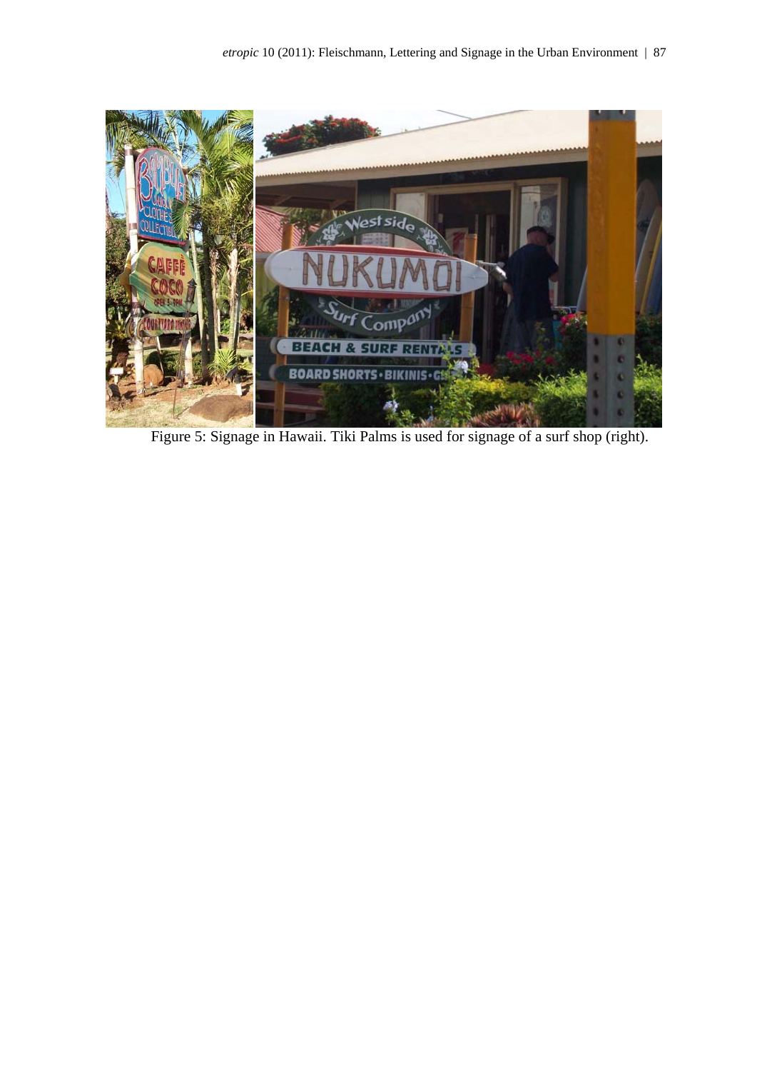Figure 5: Signage in Hawaii. Tiki Palms is used for signage of a surf shop (right).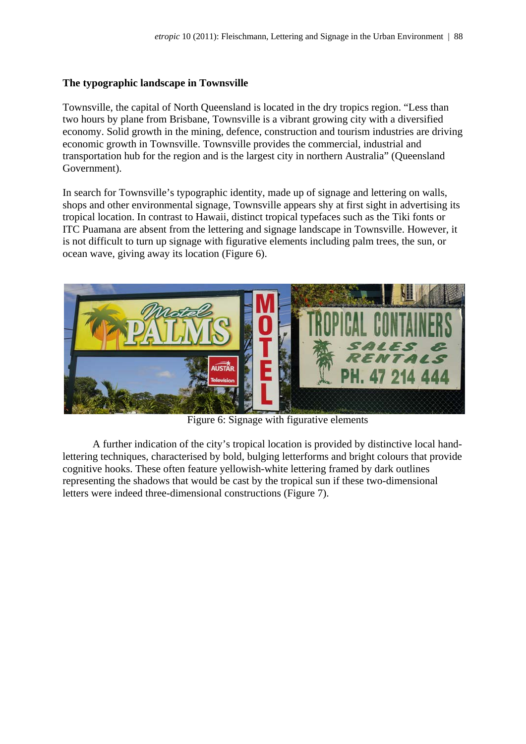## The typographic landscape in Townsville

Townsville, the capital of North Queensland is located in the dry tropics region. “Less than two hours by plane from Brisbane, Townsville is a vibrant growing city with a diversified economy. Solid growth in the mining, defence, construction and tourism industries are driving economic growth in Townsville. Townsville provides the commercial, industrial and transportation hub for the region and is the largest city in northern Australia” (Queensland Government).

In search for Townsville’s typographic identity, made up of signage and lettering on walls, shops and other environmental signage, Townsville appears shy at first sight in advertising its tropical location. In contrast to Hawaii, distinct tropical typefaces such as the Tiki fonts or ITC Puamana are absent from the lettering and signage landscape in Townsville. However, it is not difficult to turn up signage with figurative elements including palm trees, the sun, or ocean wave, giving away its location (Figure 6).

Figure 6: Signage with figurative elements

A further indication of the city’s tropical location is provided by distinctive local hand-lettering techniques, characterised by bold, bulging letterforms and bright colours that provide cognitive hooks. These often feature yellowish-white lettering framed by dark outlines representing the shadows that would be cast by the tropical sun if these two-dimensional letters were indeed three-dimensional constructions (Figure 7).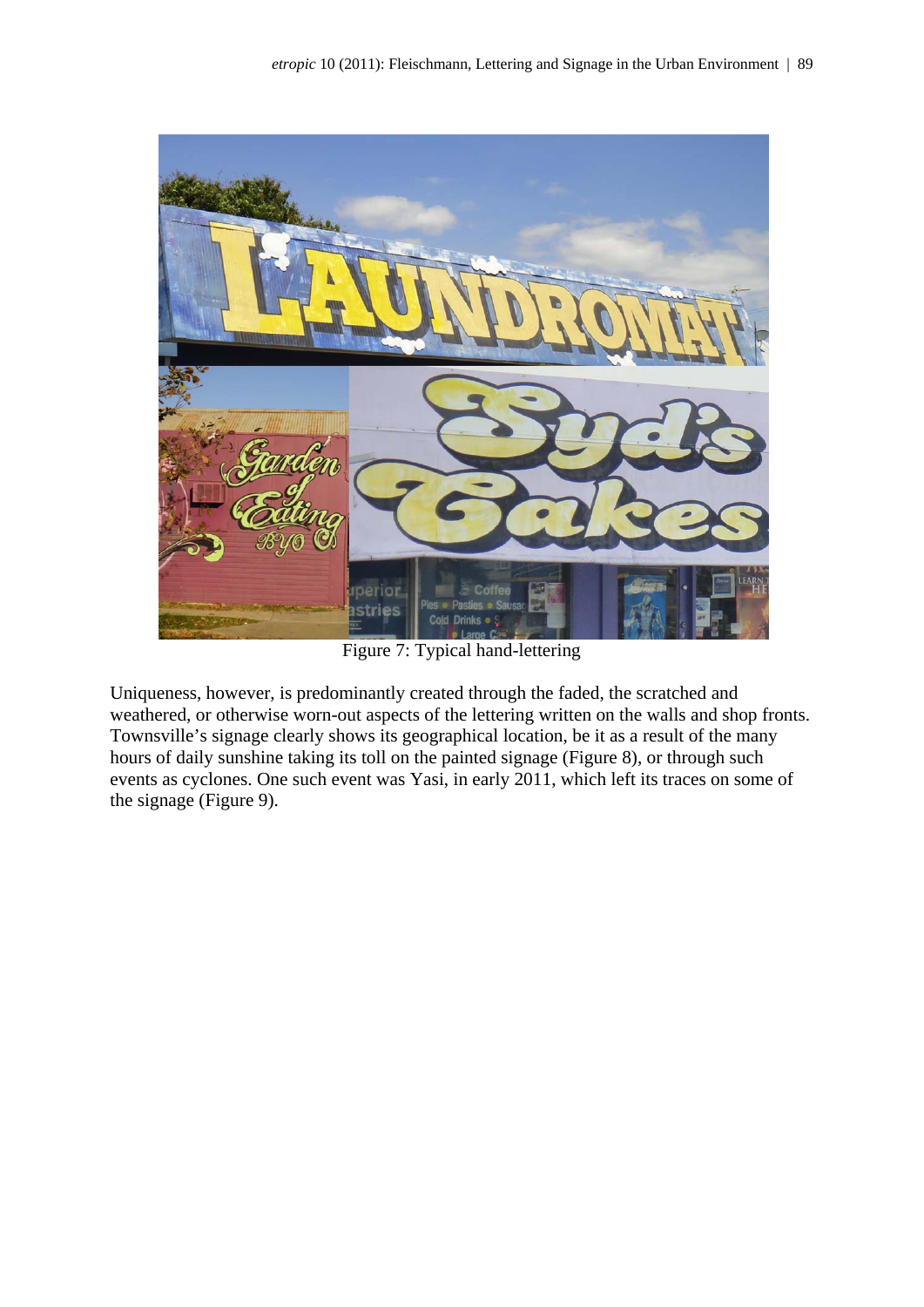Figure 7: Typical hand-lettering

Uniqueness, however, is predominantly created through the faded, the scratched and weathered, or otherwise worn-out aspects of the lettering written on the walls and shop fronts. Townsville's signage clearly shows its geographical location, be it as a result of the many hours of daily sunshine taking its toll on the painted signage (Figure 8), or through such events as cyclones. One such event was Yasi, in early 2011, which left its traces on some of the signage (Figure 9).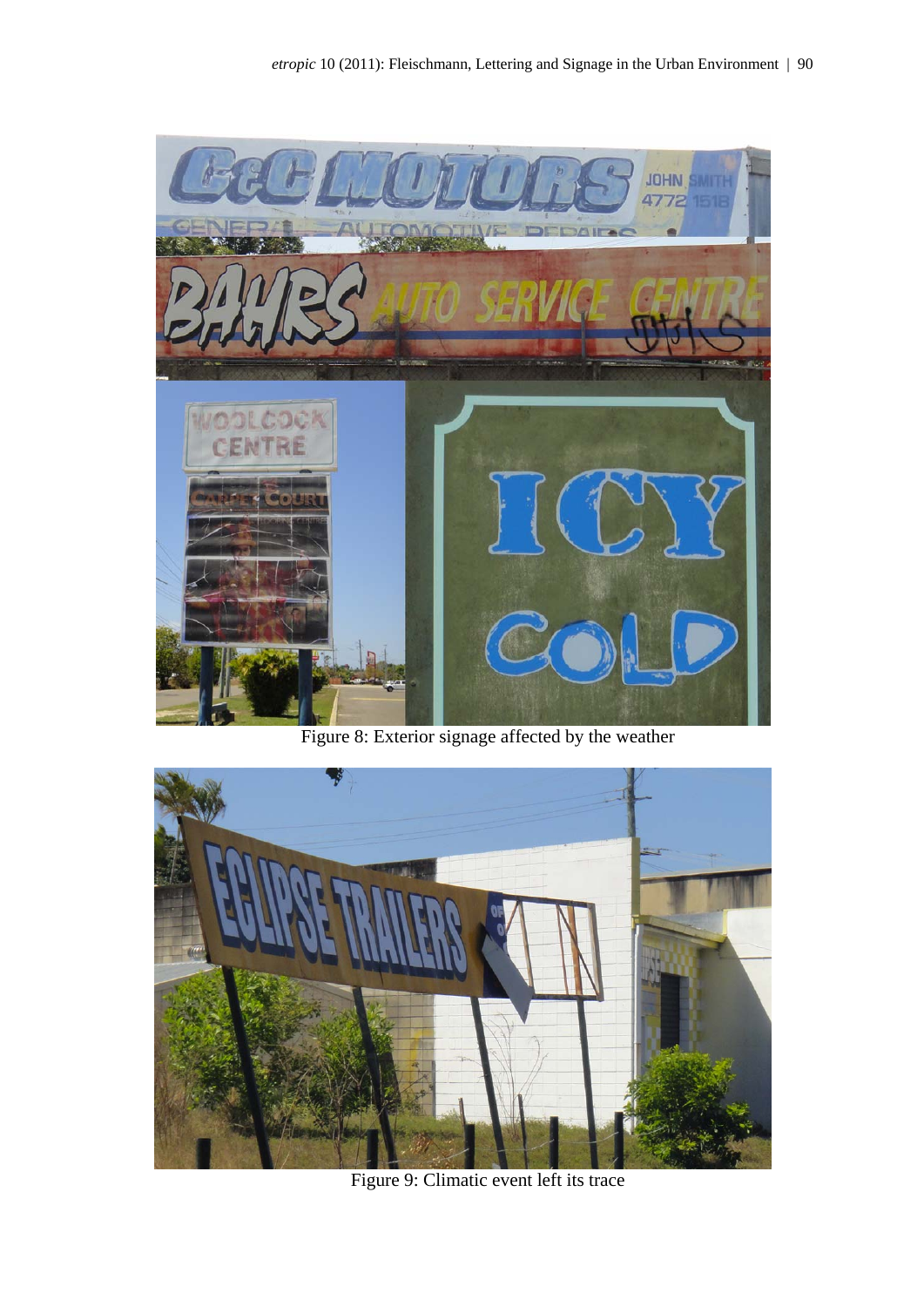Figure 8: Exterior signage affected by the weather

Figure 9: Climatic event left its trace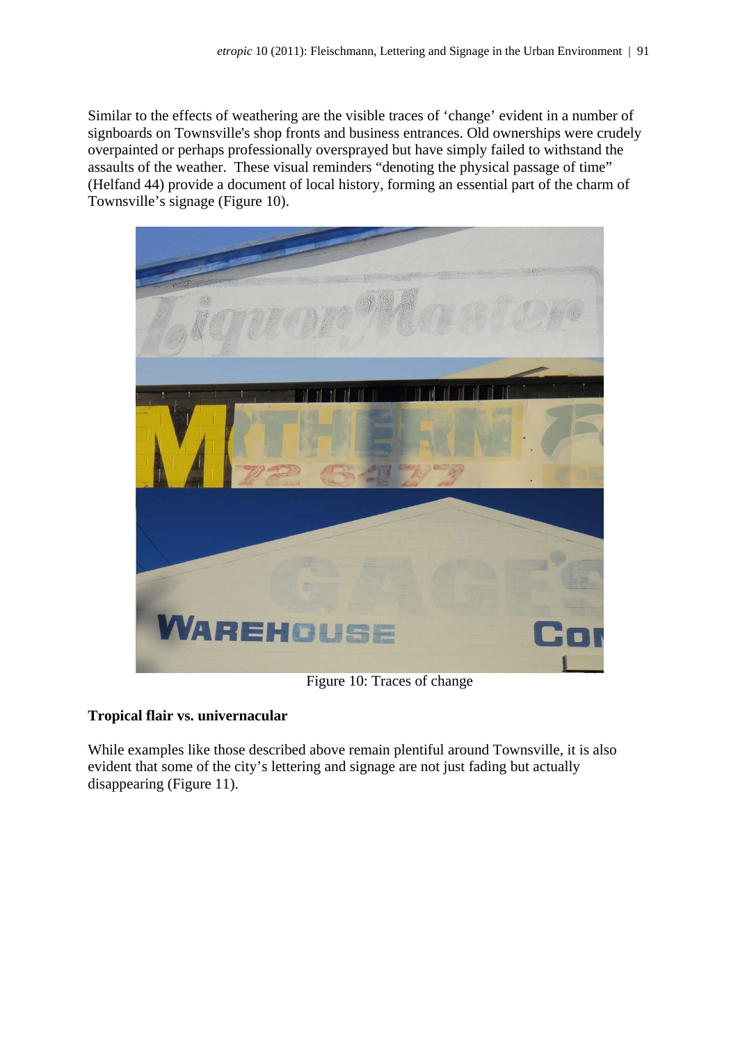Similar to the effects of weathering are the visible traces of 'change' evident in a number of signboards on Townsville's shop fronts and business entrances. Old ownerships were crudely overpainted or perhaps professionally oversprayed but have simply failed to withstand the assaults of the weather. These visual reminders "denoting the physical passage of time" (Helfand 44) provide a document of local history, forming an essential part of the charm of Townsville's signage (Figure 10).

Figure 10: Traces of change

**Tropical flair vs. univernacular**

While examples like those described above remain plentiful around Townsville, it is also evident that some of the city's lettering and signage are not just fading but actually disappearing (Figure 11).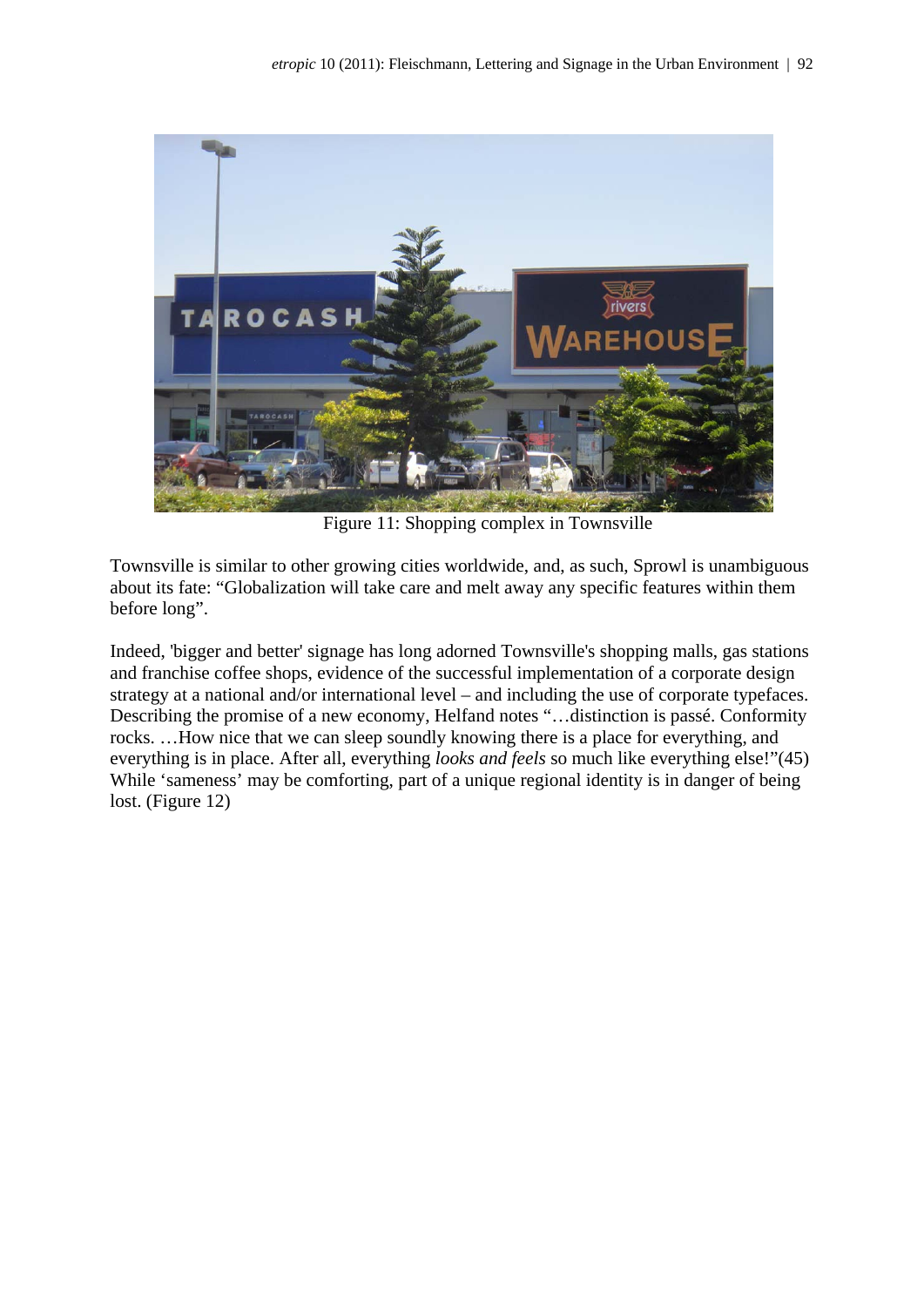Figure 11: Shopping complex in Townsville

Townsville is similar to other growing cities worldwide, and, as such, Sprowl is unambiguous about its fate: “Globalization will take care and melt away any specific features within them before long”.

Indeed, 'bigger and better' signage has long adorned Townsville's shopping malls, gas stations and franchise coffee shops, evidence of the successful implementation of a corporate design strategy at a national and/or international level – and including the use of corporate typefaces. Describing the promise of a new economy, Helfand notes “…distinction is passé. Conformity rocks. …How nice that we can sleep soundly knowing there is a place for everything, and everything is in place. After all, everything *looks and feels* so much like everything else!”(45) While ‘sameness’ may be comforting, part of a unique regional identity is in danger of being lost. (Figure 12)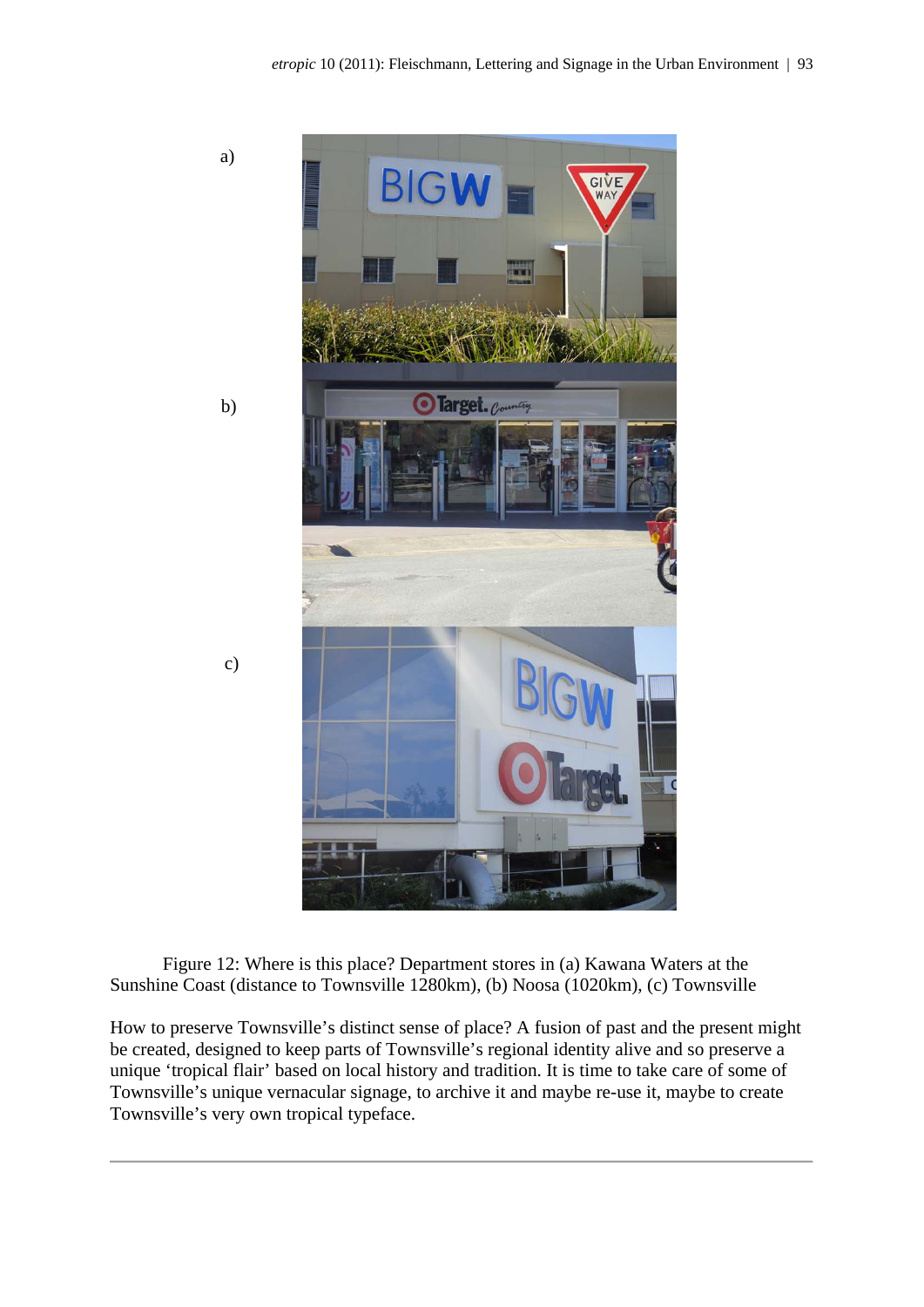a)

b)

c)

Figure 12: Where is this place? Department stores in (a) Kawana Waters at the Sunshine Coast (distance to Townsville 1280km), (b) Noosa (1020km), (c) Townsville

How to preserve Townsville's distinct sense of place? A fusion of past and the present might be created, designed to keep parts of Townsville's regional identity alive and so preserve a unique 'tropical flair' based on local history and tradition. It is time to take care of some of Townsville's unique vernacular signage, to archive it and maybe re-use it, maybe to create Townsville's very own tropical typeface.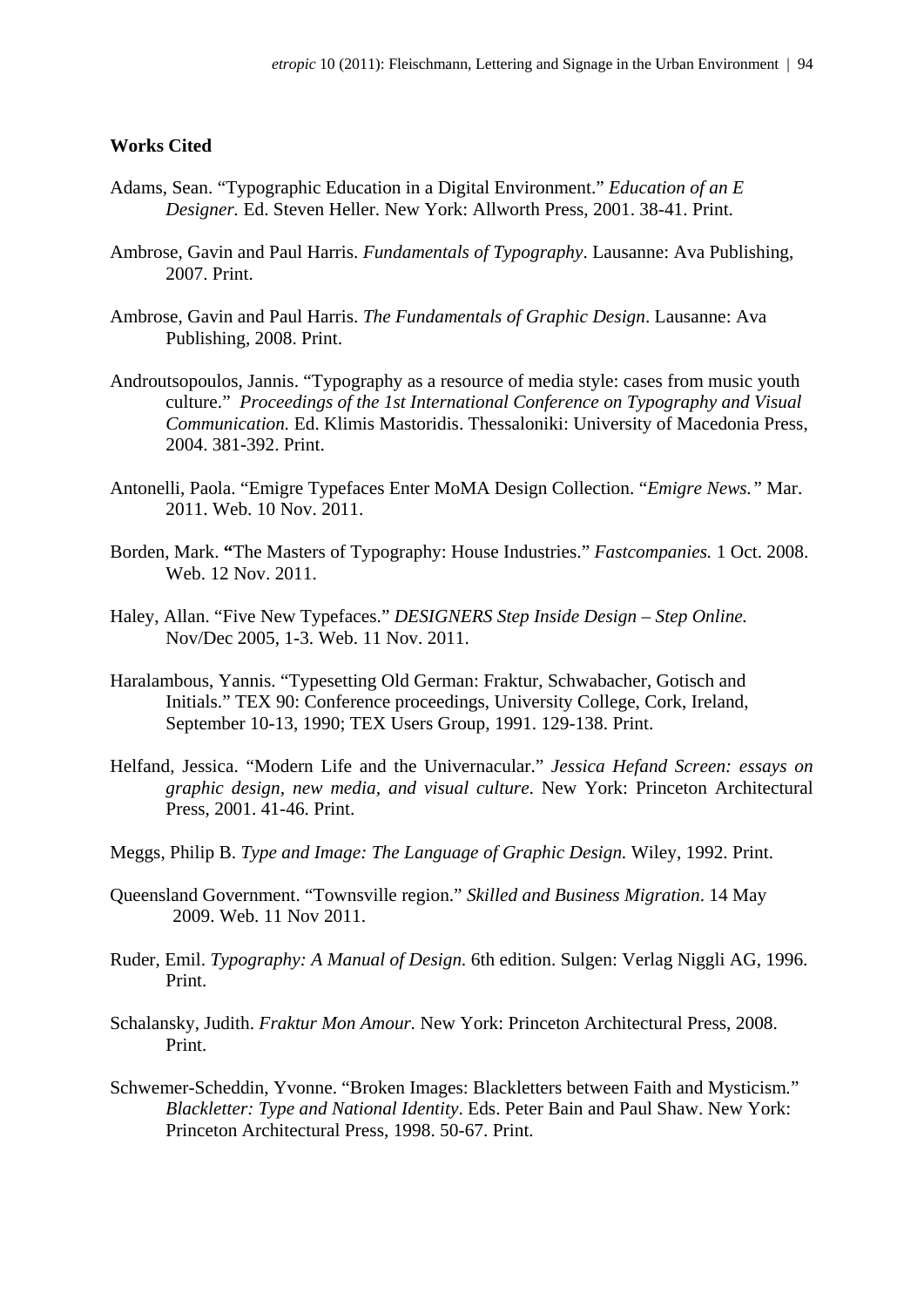**Works Cited**

Adams, Sean. “Typographic Education in a Digital Environment.” *Education of an E Designer.* Ed. Steven Heller. New York: Allworth Press, 2001. 38-41. Print.

Ambrose, Gavin and Paul Harris. *Fundamentals of Typography*. Lausanne: Ava Publishing, 2007. Print.

Ambrose, Gavin and Paul Harris. *The Fundamentals of Graphic Design*. Lausanne: Ava Publishing, 2008. Print.

Androutsopoulos, Jannis. “Typography as a resource of media style: cases from music youth culture.” *Proceedings of the 1st International Conference on Typography and Visual Communication.* Ed. Klimis Mastoridis. Thessaloniki: University of Macedonia Press, 2004. 381-392. Print.

Antonelli, Paola. “Emigre Typefaces Enter MoMA Design Collection. “*Emigre News.”* Mar. 2011. Web. 10 Nov. 2011.

Borden, Mark. **“**The Masters of Typography: House Industries.” *Fastcompanies.* 1 Oct. 2008. Web. 12 Nov. 2011.

Haley, Allan. “Five New Typefaces.” *DESIGNERS Step Inside Design – Step Online.* Nov/Dec 2005, 1-3. Web. 11 Nov. 2011.

Haralambous, Yannis. “Typesetting Old German: Fraktur, Schwabacher, Gotisch and Initials.” TEX 90: Conference proceedings, University College, Cork, Ireland, September 10-13, 1990; TEX Users Group, 1991. 129-138. Print.

Helfand, Jessica. “Modern Life and the Univernacular.” *Jessica Hefand Screen: essays on graphic design, new media, and visual culture*. New York: Princeton Architectural Press, 2001. 41-46. Print.

Meggs, Philip B. *Type and Image: The Language of Graphic Design.* Wiley, 1992. Print.

Queensland Government. “Townsville region.” *Skilled and Business Migration*. 14 May 2009. Web. 11 Nov 2011.

Ruder, Emil. *Typography: A Manual of Design.* 6th edition. Sulgen: Verlag Niggli AG, 1996. Print.

Schalansky, Judith. *Fraktur Mon Amour.* New York: Princeton Architectural Press, 2008. Print.

Schwemer-Scheddin, Yvonne. “Broken Images: Blackletters between Faith and Mysticism.” *Blackletter: Type and National Identity*. Eds. Peter Bain and Paul Shaw. New York: Princeton Architectural Press, 1998. 50-67. Print.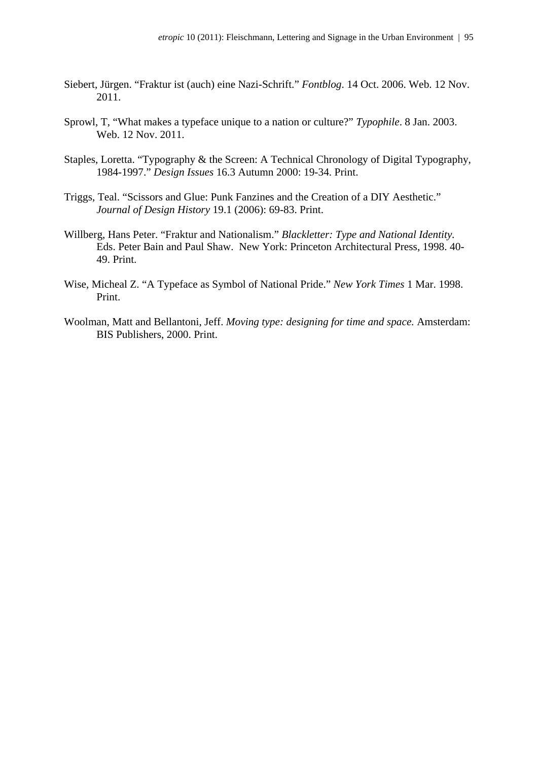Siebert, Jürgen. "Fraktur ist (auch) eine Nazi-Schrift." *Fontblog*. 14 Oct. 2006. Web. 12 Nov. 2011.

Sprowl, T, "What makes a typeface unique to a nation or culture?" *Typophile*. 8 Jan. 2003. Web. 12 Nov. 2011.

Staples, Loretta. "Typography & the Screen: A Technical Chronology of Digital Typography, 1984-1997." *Design Issues* 16.3 Autumn 2000: 19-34. Print.

Triggs, Teal. "Scissors and Glue: Punk Fanzines and the Creation of a DIY Aesthetic." *Journal of Design History* 19.1 (2006): 69-83. Print.

Willberg, Hans Peter. "Fraktur and Nationalism." *Blackletter: Type and National Identity*. Eds. Peter Bain and Paul Shaw. New York: Princeton Architectural Press, 1998. 40-49. Print.

Wise, Micheal Z. "A Typeface as Symbol of National Pride." *New York Times* 1 Mar. 1998. Print.

Woolman, Matt and Bellantoni, Jeff. *Moving type: designing for time and space.* Amsterdam: BIS Publishers, 2000. Print.